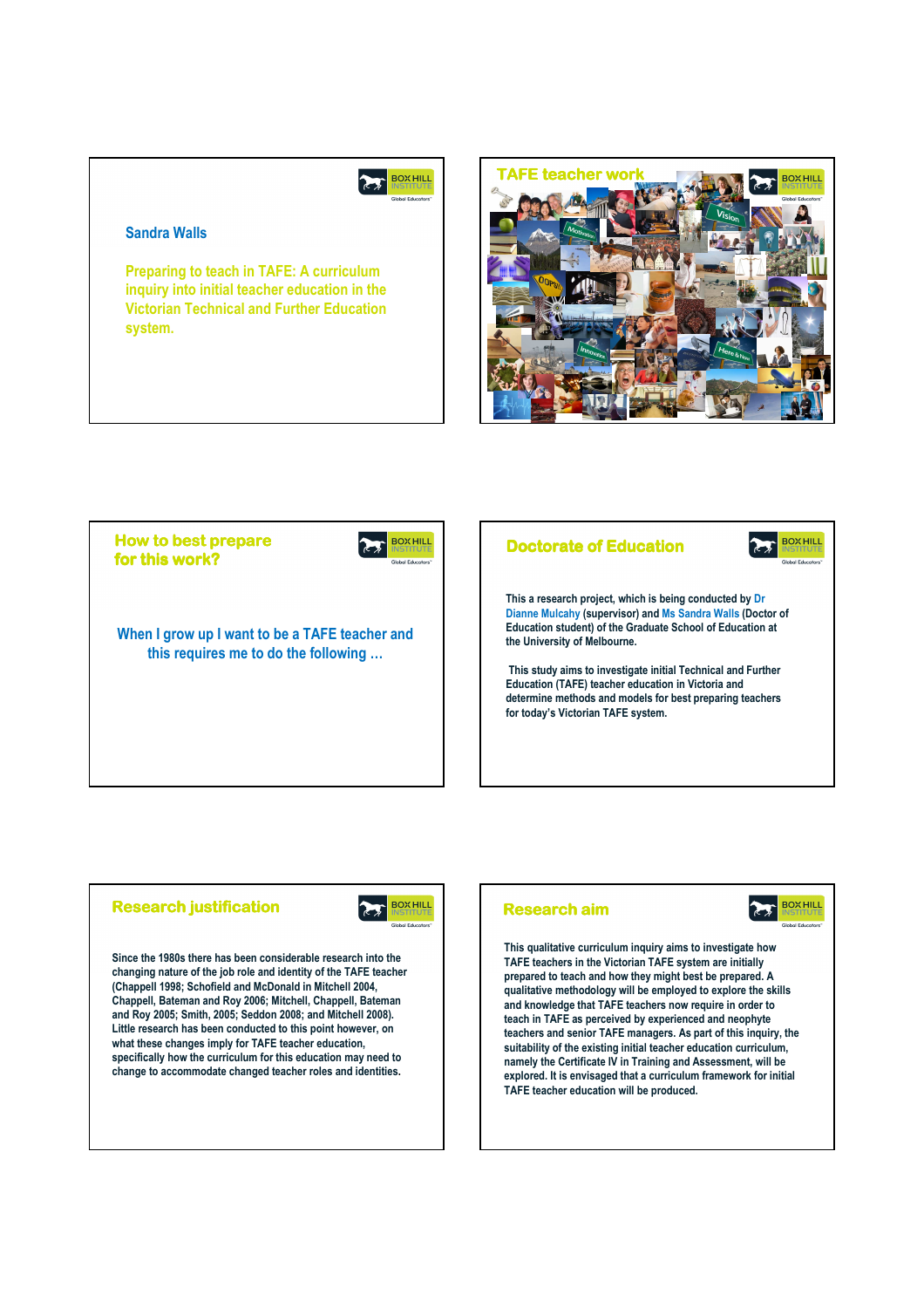Sandra Walls

## Preparing to teach in TAFE: A curriculum inquiry into initial teacher education in the Victorian Technical and Further Education system.

## TAFE teacher work

## How to best prepare for this work?

When I grow up I want to be a TAFE teacher and this requires me to do the following …

## Doctorate of Education

This a research project, which is being conducted by Dr Dianne Mulcahy (supervisor) and Ms Sandra Walls (Doctor of Education student) of the Graduate School of Education at the University of Melbourne.

This study aims to investigate initial Technical and Further Education (TAFE) teacher education in Victoria and determine methods and models for best preparing teachers for today's Victorian TAFE system.

## Research justification

Since the 1980s there has been considerable research into the changing nature of the job role and identity of the TAFE teacher (Chappell 1998; Schofield and McDonald in Mitchell 2004, Chappell, Bateman and Roy 2006; Mitchell, Chappell, Bateman and Roy 2005; Smith, 2005; Seddon 2008; and Mitchell 2008). Little research has been conducted to this point however, on what these changes imply for TAFE teacher education, specifically how the curriculum for this education may need to change to accommodate changed teacher roles and identities.

## Research aim

This qualitative curriculum inquiry aims to investigate how TAFE teachers in the Victorian TAFE system are initially prepared to teach and how they might best be prepared. A qualitative methodology will be employed to explore the skills and knowledge that TAFE teachers now require in order to teach in TAFE as perceived by experienced and neophyte teachers and senior TAFE managers. As part of this inquiry, the suitability of the existing initial teacher education curriculum, namely the Certificate IV in Training and Assessment, will be explored. It is envisaged that a curriculum framework for initial TAFE teacher education will be produced.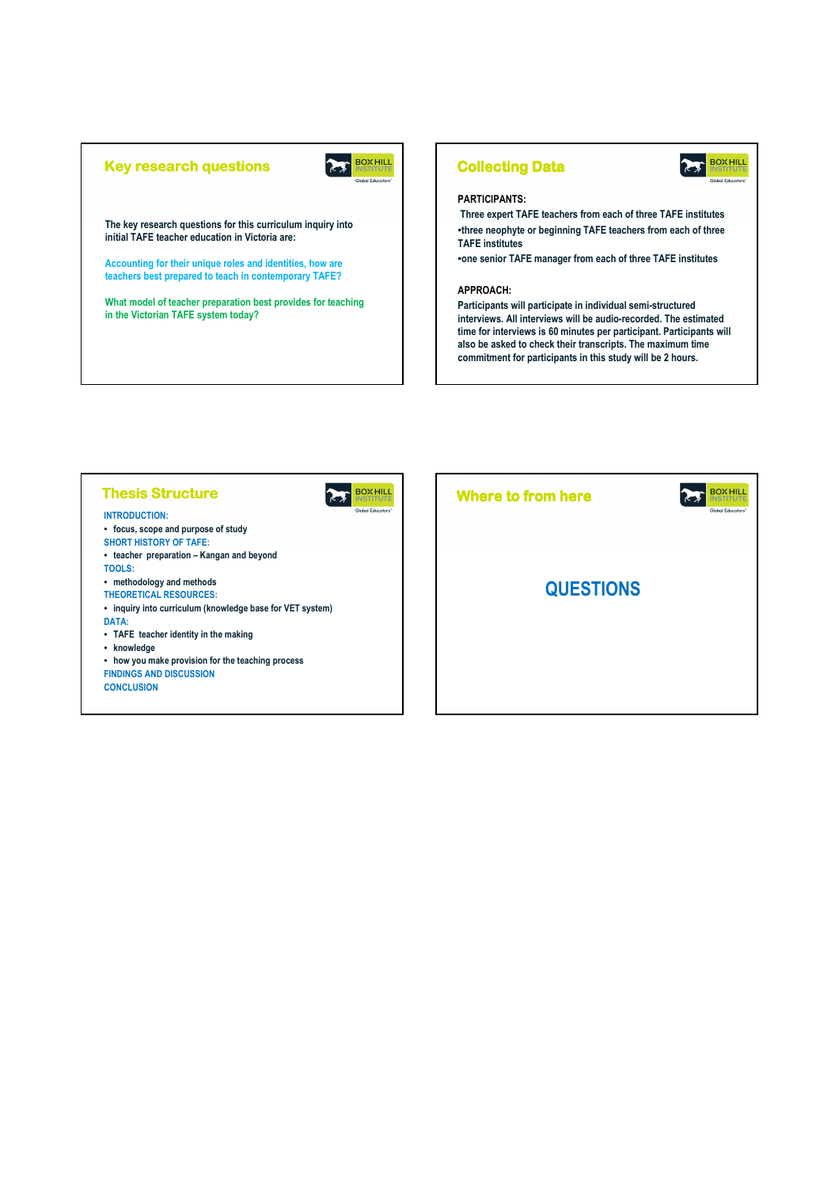## Key research questions

The key research questions for this curriculum inquiry into initial TAFE teacher education in Victoria are:

Accounting for their unique roles and identities, how are teachers best prepared to teach in contemporary TAFE?

What model of teacher preparation best provides for teaching in the Victorian TAFE system today?

## Collecting Data

PARTICIPANTS:

Three expert TAFE teachers from each of three TAFE institutes

- three neophyte or beginning TAFE teachers from each of three TAFE institutes
- one senior TAFE manager from each of three TAFE institutes

APPROACH:

Participants will participate in individual semi-structured interviews. All interviews will be audio-recorded. The estimated time for interviews is 60 minutes per participant. Participants will also be asked to check their transcripts. The maximum time commitment for participants in this study will be 2 hours.

## Thesis Structure

INTRODUCTION:

- focus, scope and purpose of study

SHORT HISTORY OF TAFE:

- teacher preparation – Kangan and beyond

TOOLS:

- methodology and methods

THEORETICAL RESOURCES:

- inquiry into curriculum (knowledge base for VET system)

DATA:

- TAFE teacher identity in the making
- knowledge
- how you make provision for the teaching process

FINDINGS AND DISCUSSION

CONCLUSION

## Where to from here

QUESTIONS